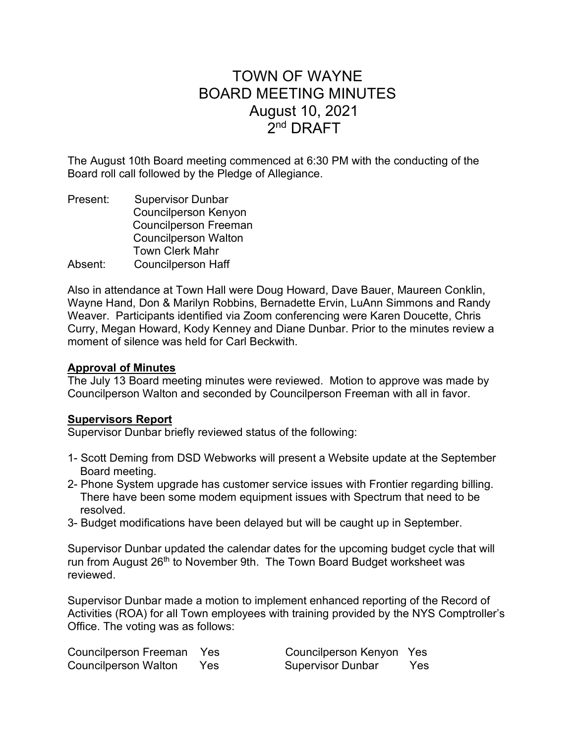# TOWN OF WAYNE
# BOARD MEETING MINUTES
# August 10, 2021
# 2nd DRAFT

The August 10th Board meeting commenced at 6:30 PM with the conducting of the Board roll call followed by the Pledge of Allegiance.

| | |
|---|---|
| Present: | Supervisor Dunbar |
| | Councilperson Kenyon |
| | Councilperson Freeman |
| | Councilperson Walton |
| | Town Clerk Mahr |
| Absent: | Councilperson Haff |

Also in attendance at Town Hall were Doug Howard, Dave Bauer, Maureen Conklin, Wayne Hand, Don & Marilyn Robbins, Bernadette Ervin, LuAnn Simmons and Randy Weaver. Participants identified via Zoom conferencing were Karen Doucette, Chris Curry, Megan Howard, Kody Kenney and Diane Dunbar. Prior to the minutes review a moment of silence was held for Carl Beckwith.

**Approval of Minutes**

The July 13 Board meeting minutes were reviewed. Motion to approve was made by Councilperson Walton and seconded by Councilperson Freeman with all in favor.

**Supervisors Report**

Supervisor Dunbar briefly reviewed status of the following:

1- Scott Deming from DSD Webworks will present a Website update at the September Board meeting.
2- Phone System upgrade has customer service issues with Frontier regarding billing. There have been some modem equipment issues with Spectrum that need to be resolved.
3- Budget modifications have been delayed but will be caught up in September.

Supervisor Dunbar updated the calendar dates for the upcoming budget cycle that will run from August 26th to November 9th. The Town Board Budget worksheet was reviewed.

Supervisor Dunbar made a motion to implement enhanced reporting of the Record of Activities (ROA) for all Town employees with training provided by the NYS Comptroller's Office. The voting was as follows:

| | | | |
|---|---|---|---|
| Councilperson Freeman | Yes | Councilperson Kenyon | Yes |
| Councilperson Walton | Yes | Supervisor Dunbar | Yes |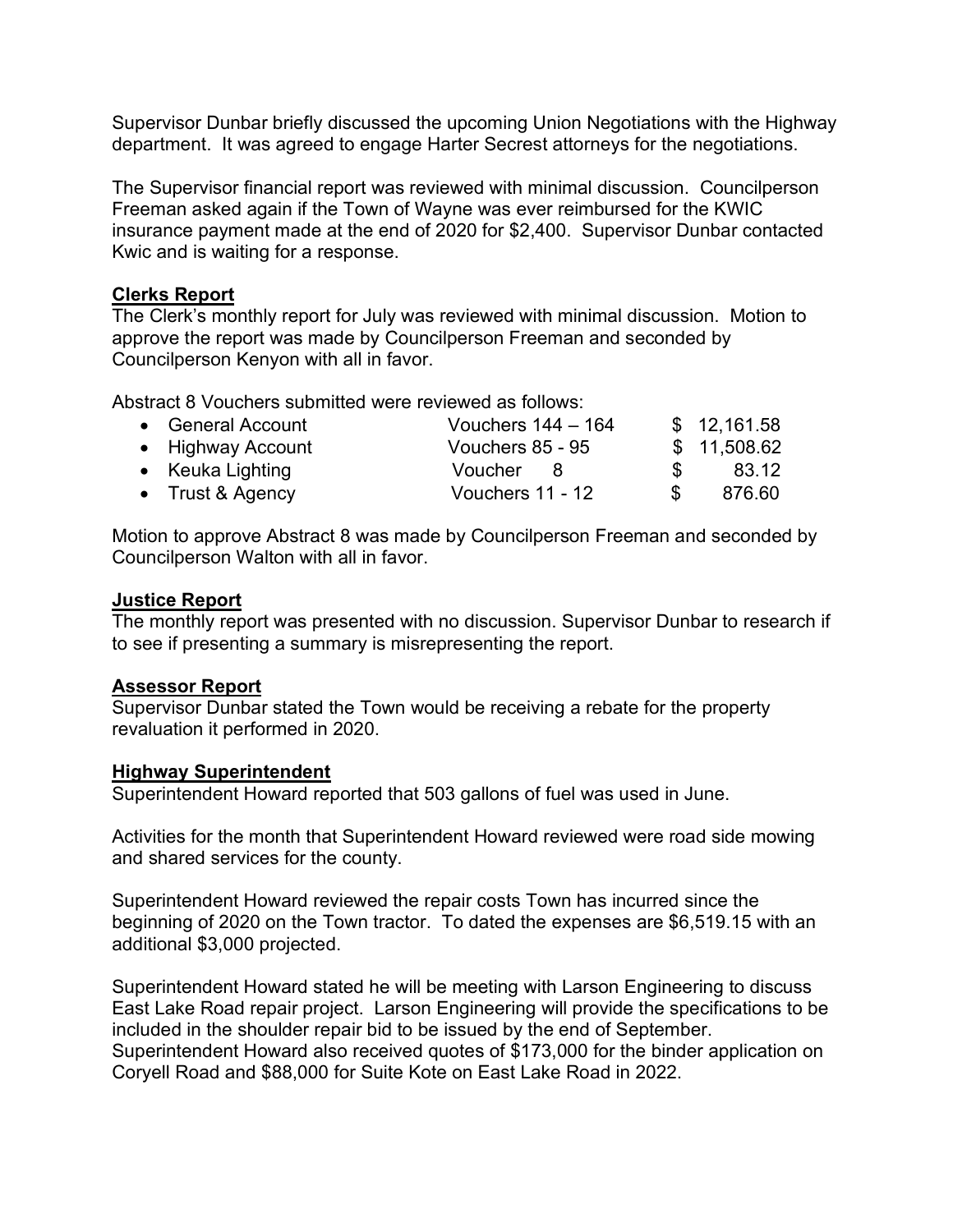Supervisor Dunbar briefly discussed the upcoming Union Negotiations with the Highway department. It was agreed to engage Harter Secrest attorneys for the negotiations.

The Supervisor financial report was reviewed with minimal discussion. Councilperson Freeman asked again if the Town of Wayne was ever reimbursed for the KWIC insurance payment made at the end of 2020 for $2,400. Supervisor Dunbar contacted Kwic and is waiting for a response.

**Clerks Report**

The Clerk's monthly report for July was reviewed with minimal discussion. Motion to approve the report was made by Councilperson Freeman and seconded by Councilperson Kenyon with all in favor.

Abstract 8 Vouchers submitted were reviewed as follows:

| Account | Vouchers | Amount |
|---|---|---|
| • General Account | Vouchers 144 – 164 | $ 12,161.58 |
| • Highway Account | Vouchers 85 - 95 | $ 11,508.62 |
| • Keuka Lighting | Voucher 8 | $ 83.12 |
| • Trust & Agency | Vouchers 11 - 12 | $ 876.60 |

Motion to approve Abstract 8 was made by Councilperson Freeman and seconded by Councilperson Walton with all in favor.

**Justice Report**

The monthly report was presented with no discussion. Supervisor Dunbar to research if to see if presenting a summary is misrepresenting the report.

**Assessor Report**

Supervisor Dunbar stated the Town would be receiving a rebate for the property revaluation it performed in 2020.

**Highway Superintendent**

Superintendent Howard reported that 503 gallons of fuel was used in June.

Activities for the month that Superintendent Howard reviewed were road side mowing and shared services for the county.

Superintendent Howard reviewed the repair costs Town has incurred since the beginning of 2020 on the Town tractor. To dated the expenses are $6,519.15 with an additional $3,000 projected.

Superintendent Howard stated he will be meeting with Larson Engineering to discuss East Lake Road repair project. Larson Engineering will provide the specifications to be included in the shoulder repair bid to be issued by the end of September. Superintendent Howard also received quotes of $173,000 for the binder application on Coryell Road and $88,000 for Suite Kote on East Lake Road in 2022.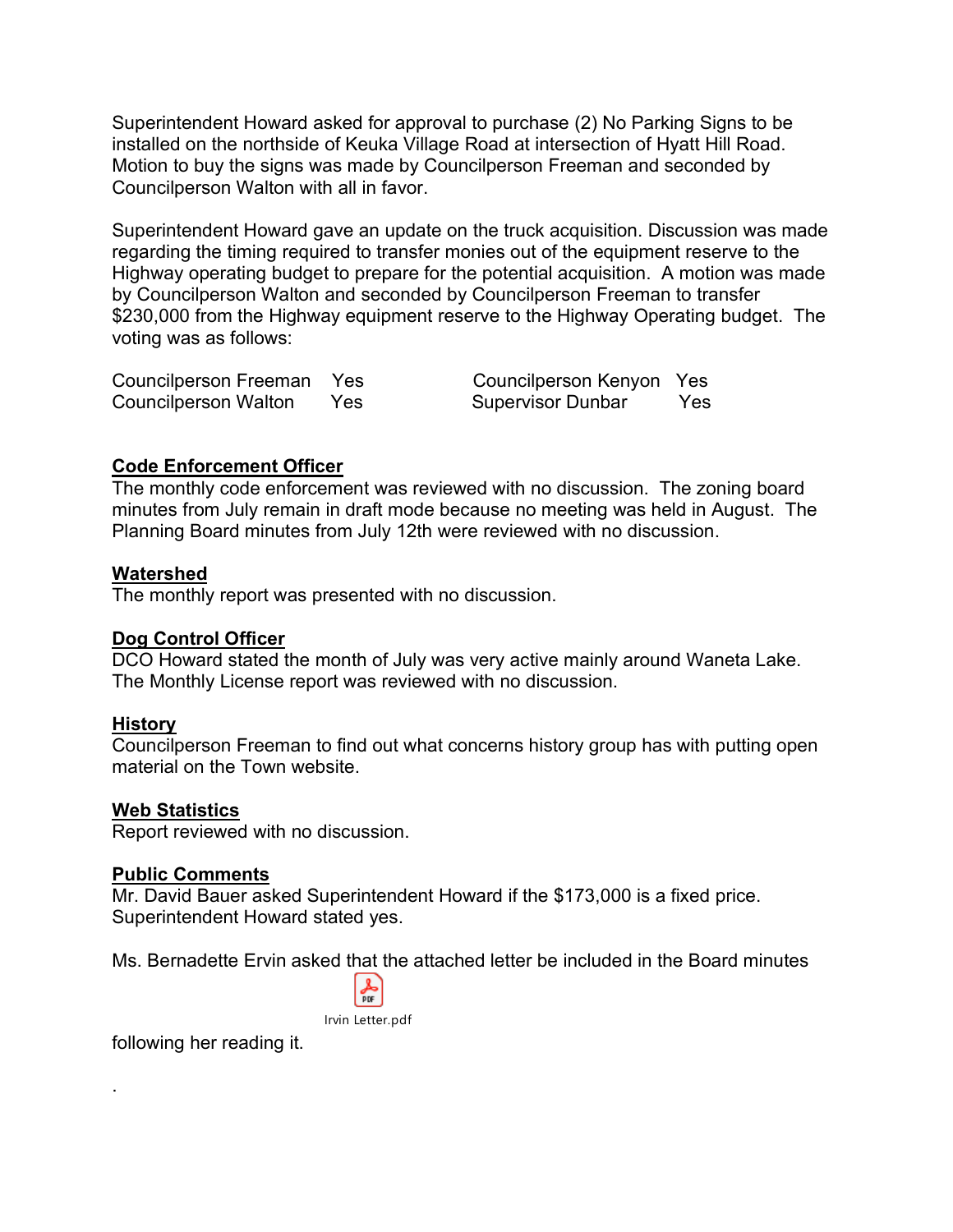Superintendent Howard asked for approval to purchase (2) No Parking Signs to be installed on the northside of Keuka Village Road at intersection of Hyatt Hill Road. Motion to buy the signs was made by Councilperson Freeman and seconded by Councilperson Walton with all in favor.

Superintendent Howard gave an update on the truck acquisition. Discussion was made regarding the timing required to transfer monies out of the equipment reserve to the Highway operating budget to prepare for the potential acquisition. A motion was made by Councilperson Walton and seconded by Councilperson Freeman to transfer $230,000 from the Highway equipment reserve to the Highway Operating budget. The voting was as follows:

| | | | |
|---|---|---|---|
| Councilperson Freeman | Yes | Councilperson Kenyon | Yes |
| Councilperson Walton | Yes | Supervisor Dunbar | Yes |

**Code Enforcement Officer**

The monthly code enforcement was reviewed with no discussion. The zoning board minutes from July remain in draft mode because no meeting was held in August. The Planning Board minutes from July 12th were reviewed with no discussion.

**Watershed**

The monthly report was presented with no discussion.

**Dog Control Officer**

DCO Howard stated the month of July was very active mainly around Waneta Lake. The Monthly License report was reviewed with no discussion.

**History**

Councilperson Freeman to find out what concerns history group has with putting open material on the Town website.

**Web Statistics**

Report reviewed with no discussion.

**Public Comments**

Mr. David Bauer asked Superintendent Howard if the $173,000 is a fixed price. Superintendent Howard stated yes.

Ms. Bernadette Ervin asked that the attached letter be included in the Board minutes

Irvin Letter.pdf

following her reading it.

.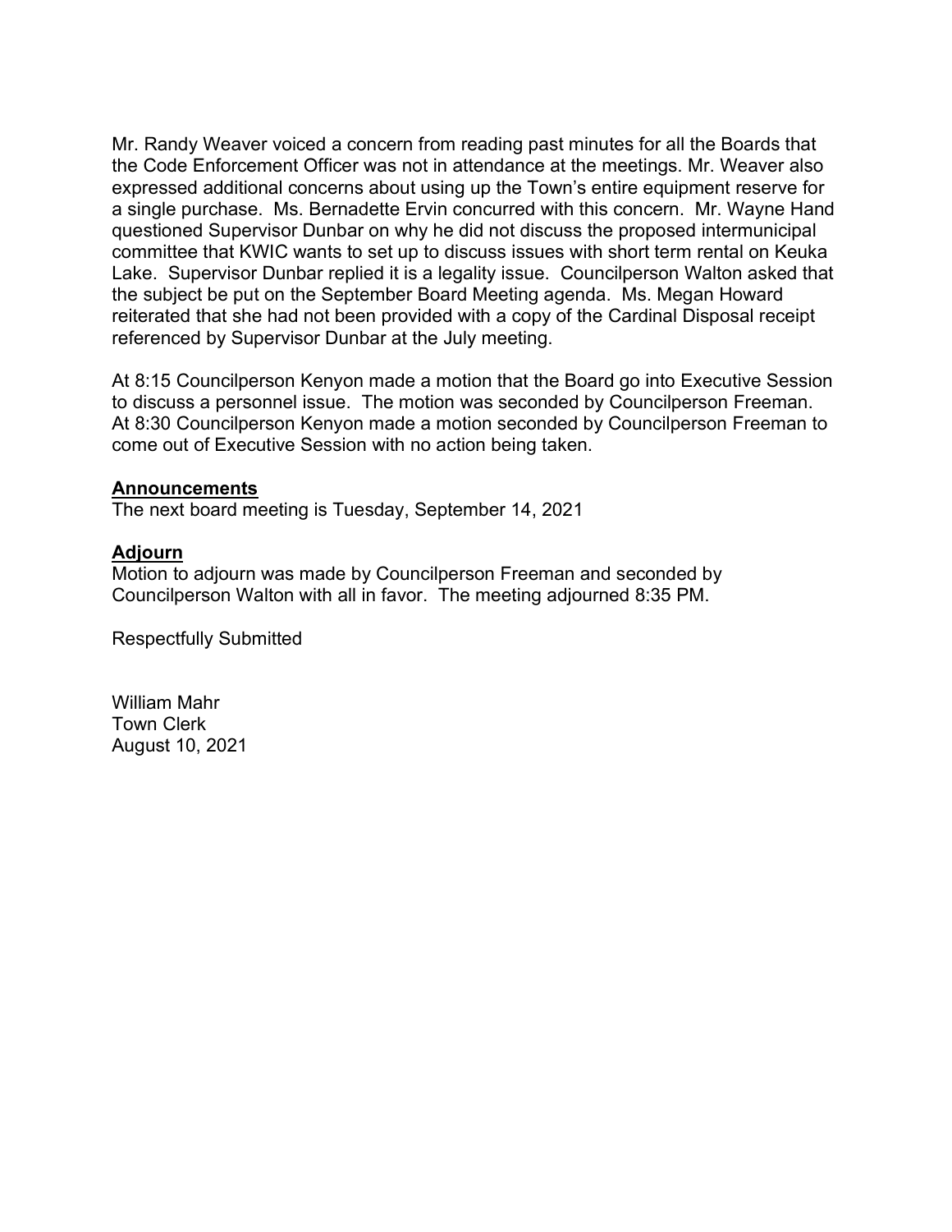Mr. Randy Weaver voiced a concern from reading past minutes for all the Boards that the Code Enforcement Officer was not in attendance at the meetings. Mr. Weaver also expressed additional concerns about using up the Town's entire equipment reserve for a single purchase. Ms. Bernadette Ervin concurred with this concern. Mr. Wayne Hand questioned Supervisor Dunbar on why he did not discuss the proposed intermunicipal committee that KWIC wants to set up to discuss issues with short term rental on Keuka Lake. Supervisor Dunbar replied it is a legality issue. Councilperson Walton asked that the subject be put on the September Board Meeting agenda. Ms. Megan Howard reiterated that she had not been provided with a copy of the Cardinal Disposal receipt referenced by Supervisor Dunbar at the July meeting.

At 8:15 Councilperson Kenyon made a motion that the Board go into Executive Session to discuss a personnel issue. The motion was seconded by Councilperson Freeman. At 8:30 Councilperson Kenyon made a motion seconded by Councilperson Freeman to come out of Executive Session with no action being taken.

**Announcements**

The next board meeting is Tuesday, September 14, 2021

**Adjourn**

Motion to adjourn was made by Councilperson Freeman and seconded by Councilperson Walton with all in favor. The meeting adjourned 8:35 PM.

Respectfully Submitted

William Mahr
Town Clerk
August 10, 2021